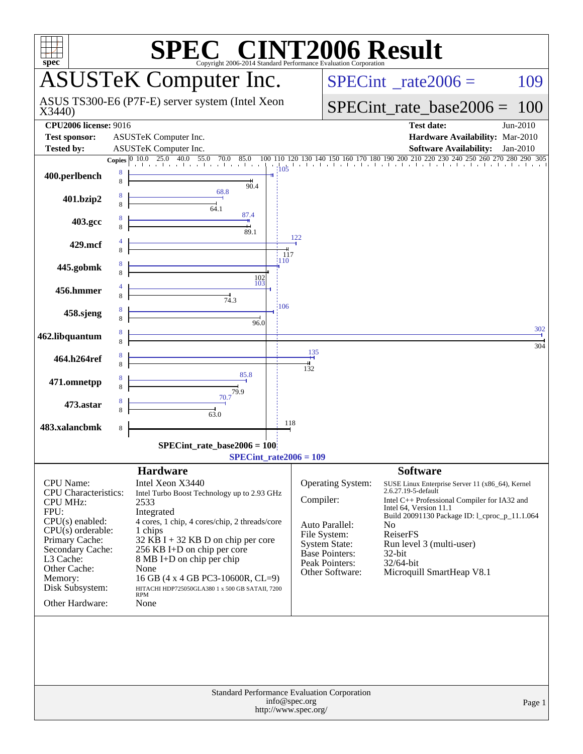# SPEC® CINT2006 Result

Copyright 2006-2014 Standard Performance Evaluation Corporation

## ASUSTeK Computer Inc.

ASUS TS300-E6 (P7F-E) server system (Intel Xeon X3440)

SPECint_rate2006 = 109

SPECint_rate_base2006 = 100

| | | | |
|---|---|---|---|
| **CPU2006 license:** 9016 | | **Test date:** | Jun-2010 |
| **Test sponsor:** | ASUSTeK Computer Inc. | **Hardware Availability:** | Mar-2010 |
| **Tested by:** | ASUSTeK Computer Inc. | **Software Availability:** | Jan-2010 |

| Benchmark | Copies (peak) | Peak | Copies (base) | Base |
|---|---|---|---|---|
| 400.perlbench | 8 | 105 | 8 | 90.4 |
| 401.bzip2 | 8 | 68.8 | 8 | 64.1 |
| 403.gcc | 8 | 87.4 | 8 | 89.1 |
| 429.mcf | 4 | 122 | 8 | 117 |
| 445.gobmk | 8 | 110 | 8 | 102 |
| 456.hmmer | 4 | 103 | 8 | 74.3 |
| 458.sjeng | 8 | 106 | 8 | 96.0 |
| 462.libquantum | 8 | 302 | 8 | 304 |
| 464.h264ref | 8 | 135 | 8 | 132 |
| 471.omnetpp | 8 | 85.8 | 8 | 79.9 |
| 473.astar | 8 | 70.7 | 8 | 63.0 |
| 483.xalancbmk | | | 8 | 118 |

SPECint_rate_base2006 = 100

SPECint_rate2006 = 109

### Hardware

| | |
|---|---|
| CPU Name: | Intel Xeon X3440 |
| CPU Characteristics: | Intel Turbo Boost Technology up to 2.93 GHz |
| CPU MHz: | 2533 |
| FPU: | Integrated |
| CPU(s) enabled: | 4 cores, 1 chip, 4 cores/chip, 2 threads/core |
| CPU(s) orderable: | 1 chips |
| Primary Cache: | 32 KB I + 32 KB D on chip per core |
| Secondary Cache: | 256 KB I+D on chip per core |
| L3 Cache: | 8 MB I+D on chip per chip |
| Other Cache: | None |
| Memory: | 16 GB (4 x 4 GB PC3-10600R, CL=9) |
| Disk Subsystem: | HITACHI HDP725050GLA380 1 x 500 GB SATAII, 7200 RPM |
| Other Hardware: | None |

### Software

| | |
|---|---|
| Operating System: | SUSE Linux Enterprise Server 11 (x86_64), Kernel 2.6.27.19-5-default |
| Compiler: | Intel C++ Professional Compiler for IA32 and Intel 64, Version 11.1 Build 20091130 Package ID: l_cproc_p_11.1.064 |
| Auto Parallel: | No |
| File System: | ReiserFS |
| System State: | Run level 3 (multi-user) |
| Base Pointers: | 32-bit |
| Peak Pointers: | 32/64-bit |
| Other Software: | Microquill SmartHeap V8.1 |

Standard Performance Evaluation Corporation
info@spec.org
http://www.spec.org/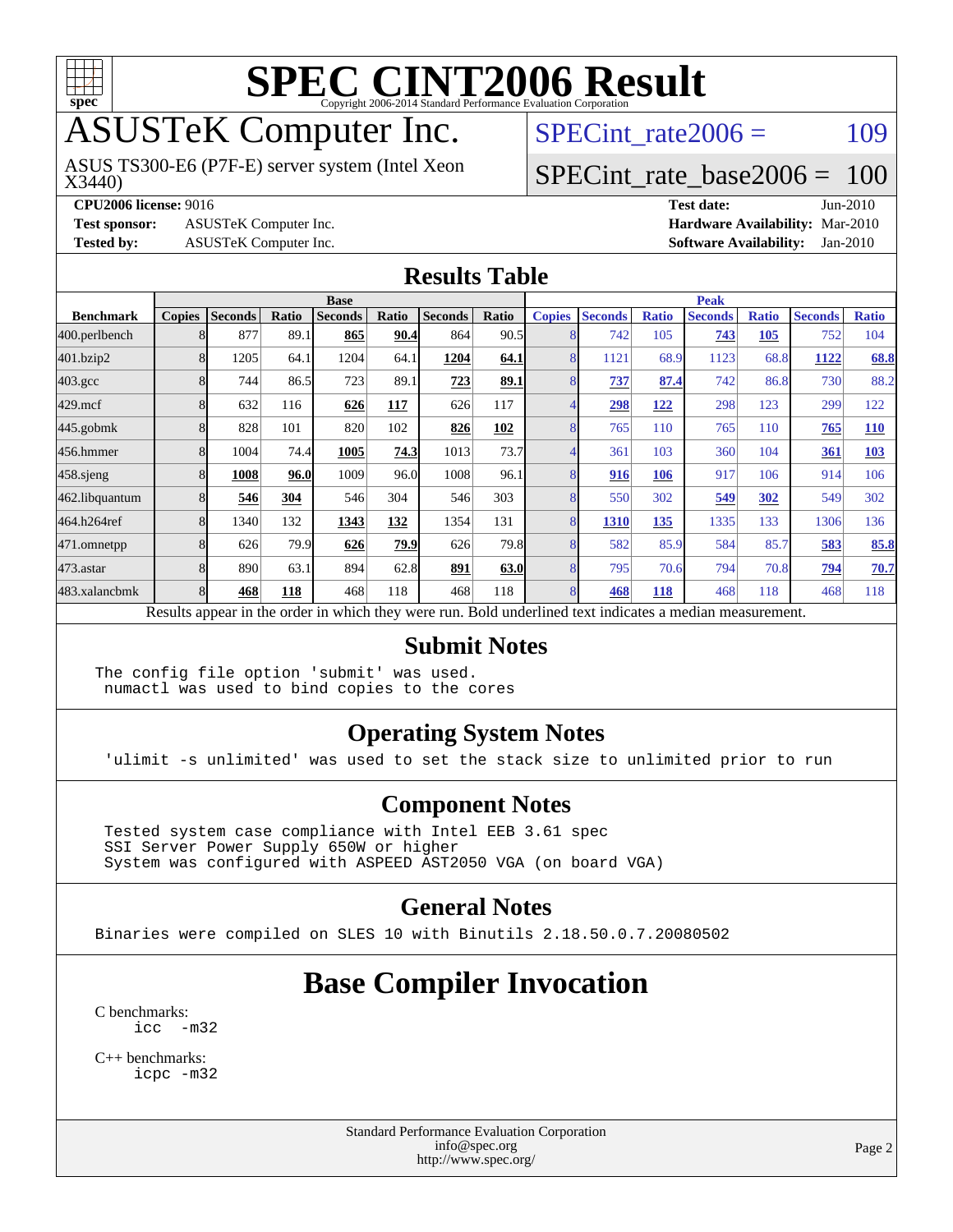# SPEC CINT2006 Result

Copyright 2006-2014 Standard Performance Evaluation Corporation

## ASUSTeK Computer Inc.

ASUS TS300-E6 (P7F-E) server system (Intel Xeon X3440)

SPECint_rate2006 = 109

SPECint_rate_base2006 = 100

**CPU2006 license:** 9016

**Test sponsor:** ASUSTeK Computer Inc.

**Tested by:** ASUSTeK Computer Inc.

**Test date:** Jun-2010

**Hardware Availability:** Mar-2010

**Software Availability:** Jan-2010

## Results Table

| | Base | | | | | | | Peak | | | | | | |
|---|---|---|---|---|---|---|---|---|---|---|---|---|---|---|
| **Benchmark** | **Copies** | **Seconds** | **Ratio** | **Seconds** | **Ratio** | **Seconds** | **Ratio** | **Copies** | **Seconds** | **Ratio** | **Seconds** | **Ratio** | **Seconds** | **Ratio** |
| 400.perlbench | 8 | 877 | 89.1 | **865** | **90.4** | 864 | 90.5 | 8 | 742 | 105 | **743** | **105** | 752 | 104 |
| 401.bzip2 | 8 | 1205 | 64.1 | 1204 | 64.1 | **1204** | **64.1** | 8 | 1121 | 68.9 | 1123 | 68.8 | **1122** | **68.8** |
| 403.gcc | 8 | 744 | 86.5 | 723 | 89.1 | **723** | **89.1** | 8 | **737** | **87.4** | 742 | 86.8 | 730 | 88.2 |
| 429.mcf | 8 | 632 | 116 | **626** | **117** | 626 | 117 | 4 | **298** | **122** | 298 | 123 | 299 | 122 |
| 445.gobmk | 8 | 828 | 101 | 820 | 102 | **826** | **102** | 8 | 765 | 110 | 765 | 110 | **765** | **110** |
| 456.hmmer | 8 | 1004 | 74.4 | **1005** | **74.3** | 1013 | 73.7 | 4 | 361 | 103 | 360 | 104 | **361** | **103** |
| 458.sjeng | 8 | **1008** | **96.0** | 1009 | 96.0 | 1008 | 96.1 | 8 | **916** | **106** | 917 | 106 | 914 | 106 |
| 462.libquantum | 8 | **546** | **304** | 546 | 304 | 546 | 303 | 8 | 550 | 302 | **549** | **302** | 549 | 302 |
| 464.h264ref | 8 | 1340 | 132 | **1343** | **132** | 1354 | 131 | 8 | **1310** | **135** | 1335 | 133 | 1306 | 136 |
| 471.omnetpp | 8 | 626 | 79.9 | **626** | **79.9** | 626 | 79.8 | 8 | 582 | 85.9 | 584 | 85.7 | **583** | **85.8** |
| 473.astar | 8 | 890 | 63.1 | 894 | 62.8 | **891** | **63.0** | 8 | 795 | 70.6 | 794 | 70.8 | **794** | **70.7** |
| 483.xalancbmk | 8 | **468** | **118** | 468 | 118 | 468 | 118 | 8 | **468** | **118** | 468 | 118 | 468 | 118 |

Results appear in the order in which they were run. Bold underlined text indicates a median measurement.

## Submit Notes

```
The config file option 'submit' was used.
 numactl was used to bind copies to the cores
```

## Operating System Notes

```
'ulimit -s unlimited' was used to set the stack size to unlimited prior to run
```

## Component Notes

```
Tested system case compliance with Intel EEB 3.61 spec
SSI Server Power Supply 650W or higher
System was configured with ASPEED AST2050 VGA (on board VGA)
```

## General Notes

```
Binaries were compiled on SLES 10 with Binutils 2.18.50.0.7.20080502
```

# Base Compiler Invocation

C benchmarks:
    icc -m32

C++ benchmarks:
    icpc -m32

Standard Performance Evaluation Corporation
info@spec.org
http://www.spec.org/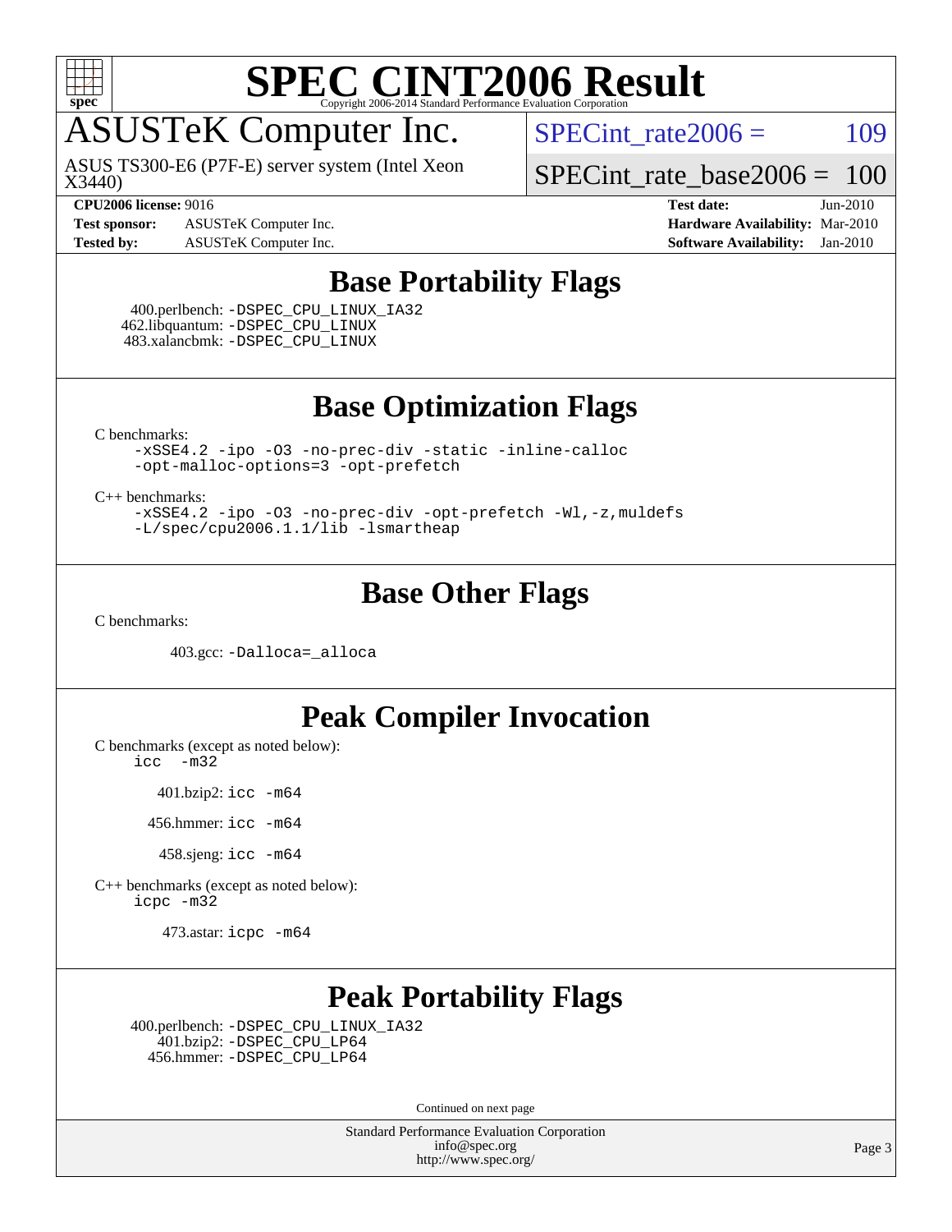# SPEC CINT2006 Result

## ASUSTeK Computer Inc.

ASUS TS300-E6 (P7F-E) server system (Intel Xeon X3440)

SPECint_rate2006 = 109

SPECint_rate_base2006 = 100

**CPU2006 license:** 9016
**Test sponsor:** ASUSTeK Computer Inc.
**Tested by:** ASUSTeK Computer Inc.

**Test date:** Jun-2010
**Hardware Availability:** Mar-2010
**Software Availability:** Jan-2010

## Base Portability Flags

400.perlbench: -DSPEC_CPU_LINUX_IA32
462.libquantum: -DSPEC_CPU_LINUX
483.xalancbmk: -DSPEC_CPU_LINUX

## Base Optimization Flags

C benchmarks:
-xSSE4.2 -ipo -O3 -no-prec-div -static -inline-calloc -opt-malloc-options=3 -opt-prefetch

C++ benchmarks:
-xSSE4.2 -ipo -O3 -no-prec-div -opt-prefetch -Wl,-z,muldefs -L/spec/cpu2006.1.1/lib -lsmartheap

## Base Other Flags

C benchmarks:

403.gcc: -Dalloca=_alloca

## Peak Compiler Invocation

C benchmarks (except as noted below):
icc -m32

401.bzip2: icc -m64

456.hmmer: icc -m64

458.sjeng: icc -m64

C++ benchmarks (except as noted below):
icpc -m32

473.astar: icpc -m64

## Peak Portability Flags

400.perlbench: -DSPEC_CPU_LINUX_IA32
401.bzip2: -DSPEC_CPU_LP64
456.hmmer: -DSPEC_CPU_LP64

Continued on next page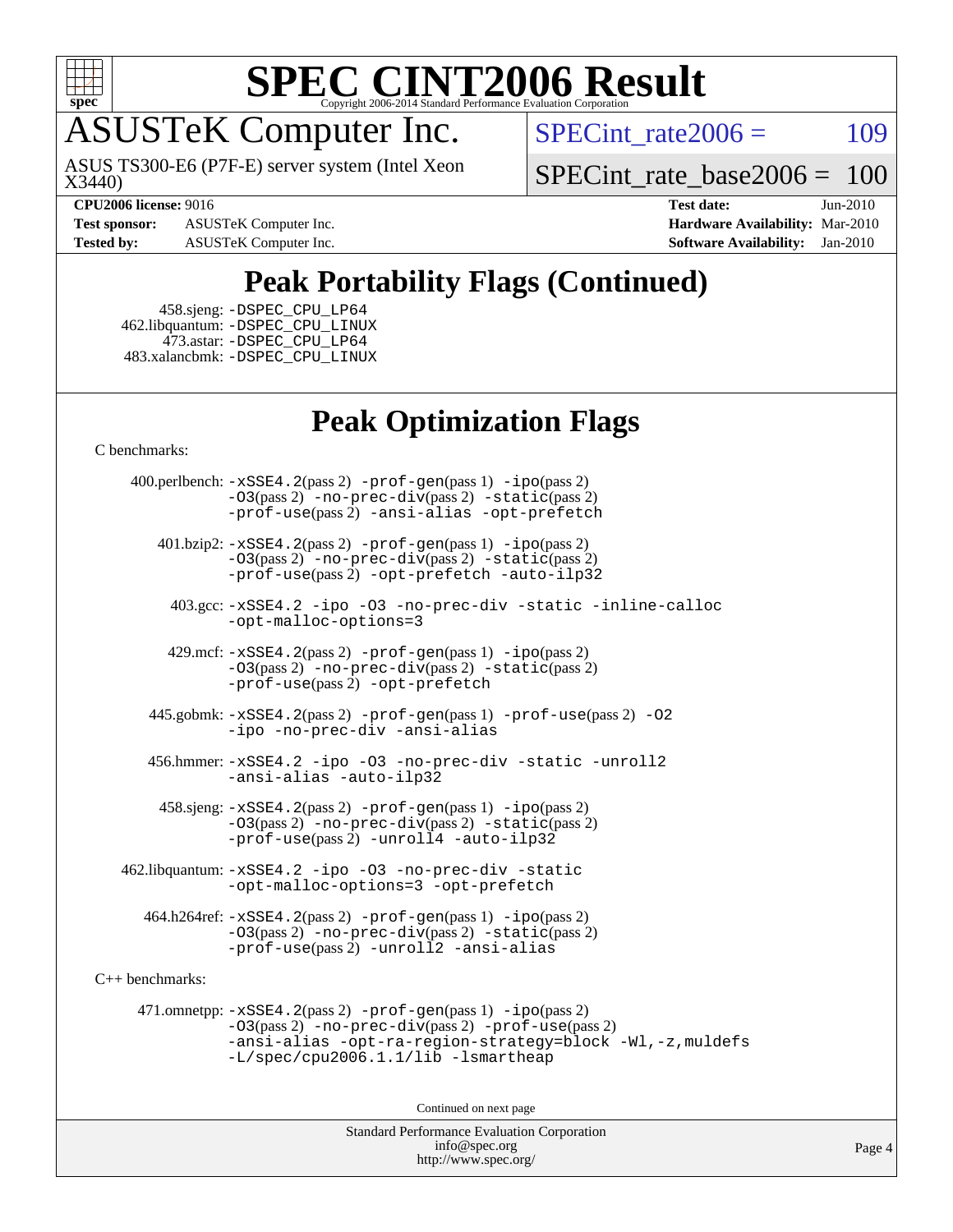# SPEC CINT2006 Result

## ASUSTeK Computer Inc.

ASUS TS300-E6 (P7F-E) server system (Intel Xeon X3440)

SPECint_rate2006 = 109

SPECint_rate_base2006 = 100

**CPU2006 license:** 9016
**Test sponsor:** ASUSTeK Computer Inc.
**Tested by:** ASUSTeK Computer Inc.

**Test date:** Jun-2010
**Hardware Availability:** Mar-2010
**Software Availability:** Jan-2010

## Peak Portability Flags (Continued)

458.sjeng: -DSPEC_CPU_LP64
462.libquantum: -DSPEC_CPU_LINUX
473.astar: -DSPEC_CPU_LP64
483.xalancbmk: -DSPEC_CPU_LINUX

## Peak Optimization Flags

C benchmarks:

400.perlbench: -xSSE4.2(pass 2) -prof-gen(pass 1) -ipo(pass 2) -O3(pass 2) -no-prec-div(pass 2) -static(pass 2) -prof-use(pass 2) -ansi-alias -opt-prefetch

401.bzip2: -xSSE4.2(pass 2) -prof-gen(pass 1) -ipo(pass 2) -O3(pass 2) -no-prec-div(pass 2) -static(pass 2) -prof-use(pass 2) -opt-prefetch -auto-ilp32

403.gcc: -xSSE4.2 -ipo -O3 -no-prec-div -static -inline-calloc -opt-malloc-options=3

429.mcf: -xSSE4.2(pass 2) -prof-gen(pass 1) -ipo(pass 2) -O3(pass 2) -no-prec-div(pass 2) -static(pass 2) -prof-use(pass 2) -opt-prefetch

445.gobmk: -xSSE4.2(pass 2) -prof-gen(pass 1) -prof-use(pass 2) -O2 -ipo -no-prec-div -ansi-alias

456.hmmer: -xSSE4.2 -ipo -O3 -no-prec-div -static -unroll2 -ansi-alias -auto-ilp32

458.sjeng: -xSSE4.2(pass 2) -prof-gen(pass 1) -ipo(pass 2) -O3(pass 2) -no-prec-div(pass 2) -static(pass 2) -prof-use(pass 2) -unroll4 -auto-ilp32

462.libquantum: -xSSE4.2 -ipo -O3 -no-prec-div -static -opt-malloc-options=3 -opt-prefetch

464.h264ref: -xSSE4.2(pass 2) -prof-gen(pass 1) -ipo(pass 2) -O3(pass 2) -no-prec-div(pass 2) -static(pass 2) -prof-use(pass 2) -unroll2 -ansi-alias

C++ benchmarks:

471.omnetpp: -xSSE4.2(pass 2) -prof-gen(pass 1) -ipo(pass 2) -O3(pass 2) -no-prec-div(pass 2) -prof-use(pass 2) -ansi-alias -opt-ra-region-strategy=block -Wl,-z,muldefs -L/spec/cpu2006.1.1/lib -lsmartheap

Continued on next page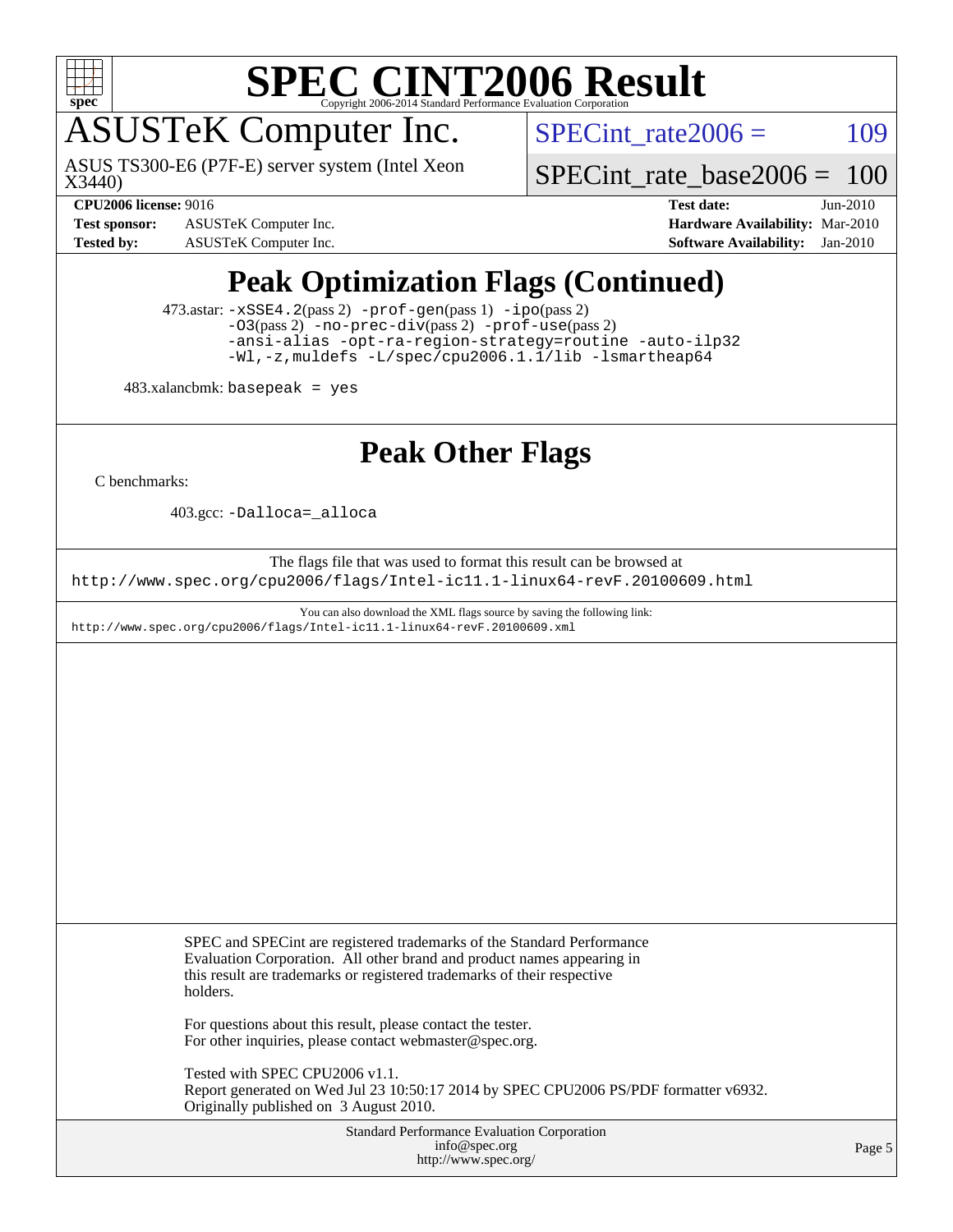# Peak Optimization Flags (Continued)

473.astar: -xSSE4.2(pass 2) -prof-gen(pass 1) -ipo(pass 2) -O3(pass 2) -no-prec-div(pass 2) -prof-use(pass 2) -ansi-alias -opt-ra-region-strategy=routine -auto-ilp32 -Wl,-z,muldefs -L/spec/cpu2006.1.1/lib -lsmartheap64

483.xalancbmk: basepeak = yes

# Peak Other Flags

C benchmarks:

403.gcc: -Dalloca=_alloca

The flags file that was used to format this result can be browsed at
http://www.spec.org/cpu2006/flags/Intel-ic11.1-linux64-revF.20100609.html

You can also download the XML flags source by saving the following link:
http://www.spec.org/cpu2006/flags/Intel-ic11.1-linux64-revF.20100609.xml

SPEC and SPECint are registered trademarks of the Standard Performance Evaluation Corporation. All other brand and product names appearing in this result are trademarks or registered trademarks of their respective holders.

For questions about this result, please contact the tester.
For other inquiries, please contact webmaster@spec.org.

Tested with SPEC CPU2006 v1.1.
Report generated on Wed Jul 23 10:50:17 2014 by SPEC CPU2006 PS/PDF formatter v6932.
Originally published on 3 August 2010.